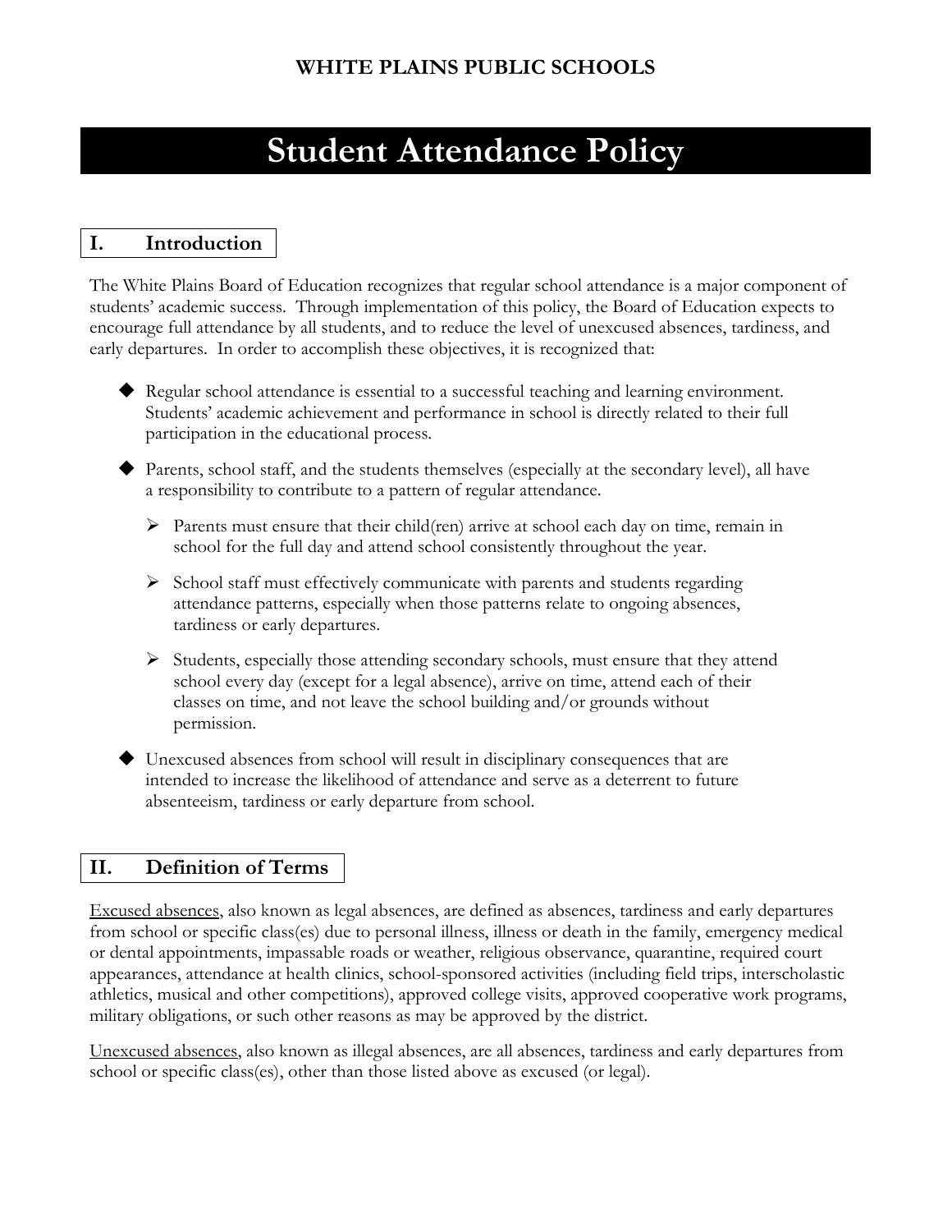**WHITE PLAINS PUBLIC SCHOOLS**

# Student Attendance Policy

## I. Introduction

The White Plains Board of Education recognizes that regular school attendance is a major component of students' academic success. Through implementation of this policy, the Board of Education expects to encourage full attendance by all students, and to reduce the level of unexcused absences, tardiness, and early departures. In order to accomplish these objectives, it is recognized that:

- Regular school attendance is essential to a successful teaching and learning environment. Students' academic achievement and performance in school is directly related to their full participation in the educational process.
- Parents, school staff, and the students themselves (especially at the secondary level), all have a responsibility to contribute to a pattern of regular attendance.
  - Parents must ensure that their child(ren) arrive at school each day on time, remain in school for the full day and attend school consistently throughout the year.
  - School staff must effectively communicate with parents and students regarding attendance patterns, especially when those patterns relate to ongoing absences, tardiness or early departures.
  - Students, especially those attending secondary schools, must ensure that they attend school every day (except for a legal absence), arrive on time, attend each of their classes on time, and not leave the school building and/or grounds without permission.
- Unexcused absences from school will result in disciplinary consequences that are intended to increase the likelihood of attendance and serve as a deterrent to future absenteeism, tardiness or early departure from school.

## II. Definition of Terms

<u>Excused absences</u>, also known as legal absences, are defined as absences, tardiness and early departures from school or specific class(es) due to personal illness, illness or death in the family, emergency medical or dental appointments, impassable roads or weather, religious observance, quarantine, required court appearances, attendance at health clinics, school-sponsored activities (including field trips, interscholastic athletics, musical and other competitions), approved college visits, approved cooperative work programs, military obligations, or such other reasons as may be approved by the district.

<u>Unexcused absences</u>, also known as illegal absences, are all absences, tardiness and early departures from school or specific class(es), other than those listed above as excused (or legal).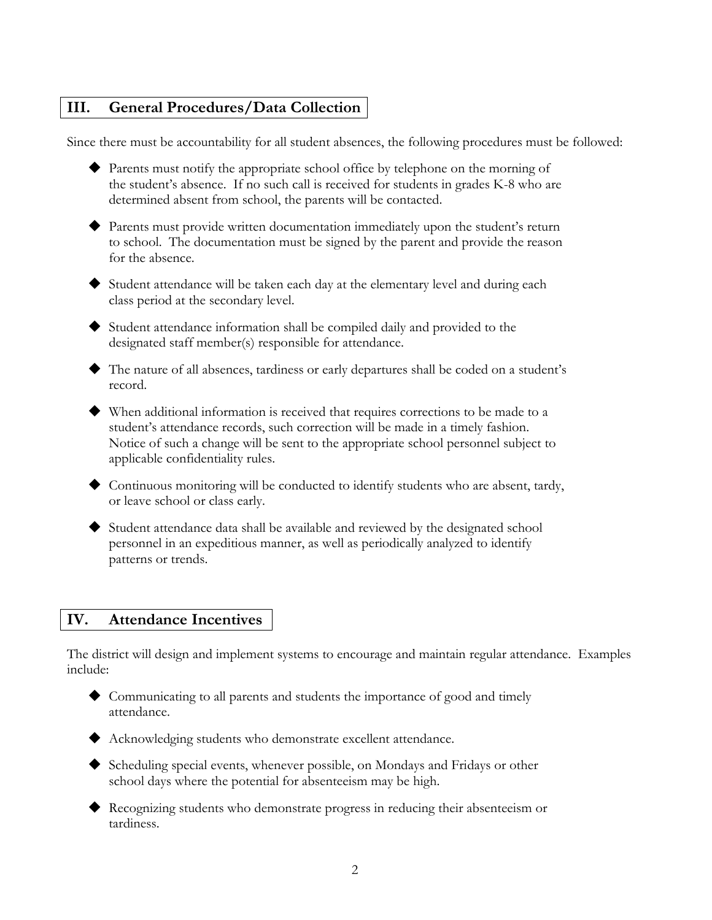## III. General Procedures/Data Collection

Since there must be accountability for all student absences, the following procedures must be followed:

- Parents must notify the appropriate school office by telephone on the morning of the student's absence. If no such call is received for students in grades K-8 who are determined absent from school, the parents will be contacted.
- Parents must provide written documentation immediately upon the student's return to school. The documentation must be signed by the parent and provide the reason for the absence.
- Student attendance will be taken each day at the elementary level and during each class period at the secondary level.
- Student attendance information shall be compiled daily and provided to the designated staff member(s) responsible for attendance.
- The nature of all absences, tardiness or early departures shall be coded on a student's record.
- When additional information is received that requires corrections to be made to a student's attendance records, such correction will be made in a timely fashion. Notice of such a change will be sent to the appropriate school personnel subject to applicable confidentiality rules.
- Continuous monitoring will be conducted to identify students who are absent, tardy, or leave school or class early.
- Student attendance data shall be available and reviewed by the designated school personnel in an expeditious manner, as well as periodically analyzed to identify patterns or trends.

## IV. Attendance Incentives

The district will design and implement systems to encourage and maintain regular attendance. Examples include:

- Communicating to all parents and students the importance of good and timely attendance.
- Acknowledging students who demonstrate excellent attendance.
- Scheduling special events, whenever possible, on Mondays and Fridays or other school days where the potential for absenteeism may be high.
- Recognizing students who demonstrate progress in reducing their absenteeism or tardiness.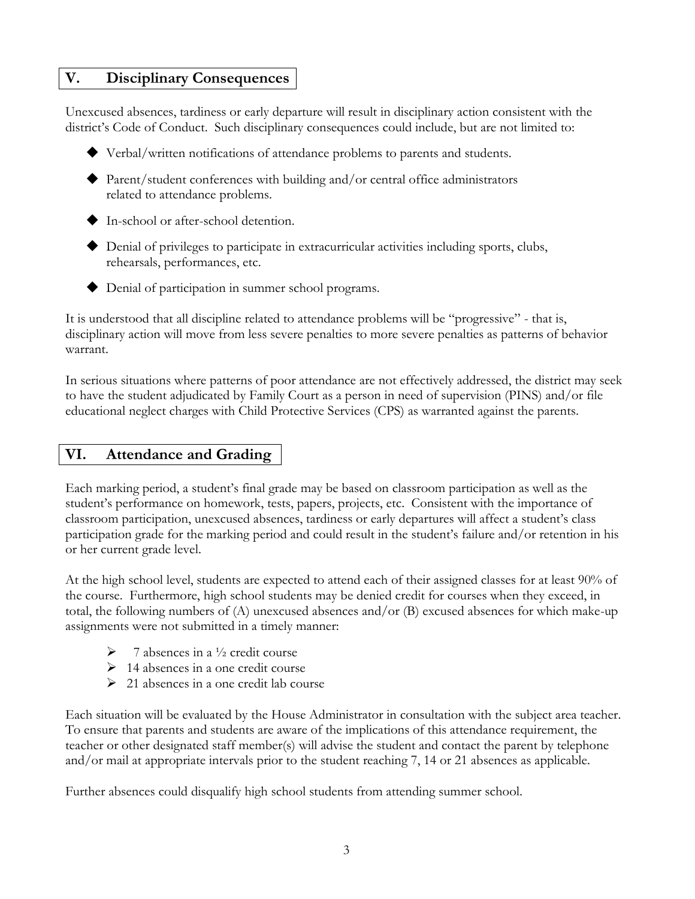## V. Disciplinary Consequences

Unexcused absences, tardiness or early departure will result in disciplinary action consistent with the district's Code of Conduct. Such disciplinary consequences could include, but are not limited to:

- Verbal/written notifications of attendance problems to parents and students.
- Parent/student conferences with building and/or central office administrators related to attendance problems.
- In-school or after-school detention.
- Denial of privileges to participate in extracurricular activities including sports, clubs, rehearsals, performances, etc.
- Denial of participation in summer school programs.

It is understood that all discipline related to attendance problems will be "progressive" - that is, disciplinary action will move from less severe penalties to more severe penalties as patterns of behavior warrant.

In serious situations where patterns of poor attendance are not effectively addressed, the district may seek to have the student adjudicated by Family Court as a person in need of supervision (PINS) and/or file educational neglect charges with Child Protective Services (CPS) as warranted against the parents.

## VI. Attendance and Grading

Each marking period, a student's final grade may be based on classroom participation as well as the student's performance on homework, tests, papers, projects, etc. Consistent with the importance of classroom participation, unexcused absences, tardiness or early departures will affect a student's class participation grade for the marking period and could result in the student's failure and/or retention in his or her current grade level.

At the high school level, students are expected to attend each of their assigned classes for at least 90% of the course. Furthermore, high school students may be denied credit for courses when they exceed, in total, the following numbers of (A) unexcused absences and/or (B) excused absences for which make-up assignments were not submitted in a timely manner:

- 7 absences in a ½ credit course
- 14 absences in a one credit course
- 21 absences in a one credit lab course

Each situation will be evaluated by the House Administrator in consultation with the subject area teacher. To ensure that parents and students are aware of the implications of this attendance requirement, the teacher or other designated staff member(s) will advise the student and contact the parent by telephone and/or mail at appropriate intervals prior to the student reaching 7, 14 or 21 absences as applicable.

Further absences could disqualify high school students from attending summer school.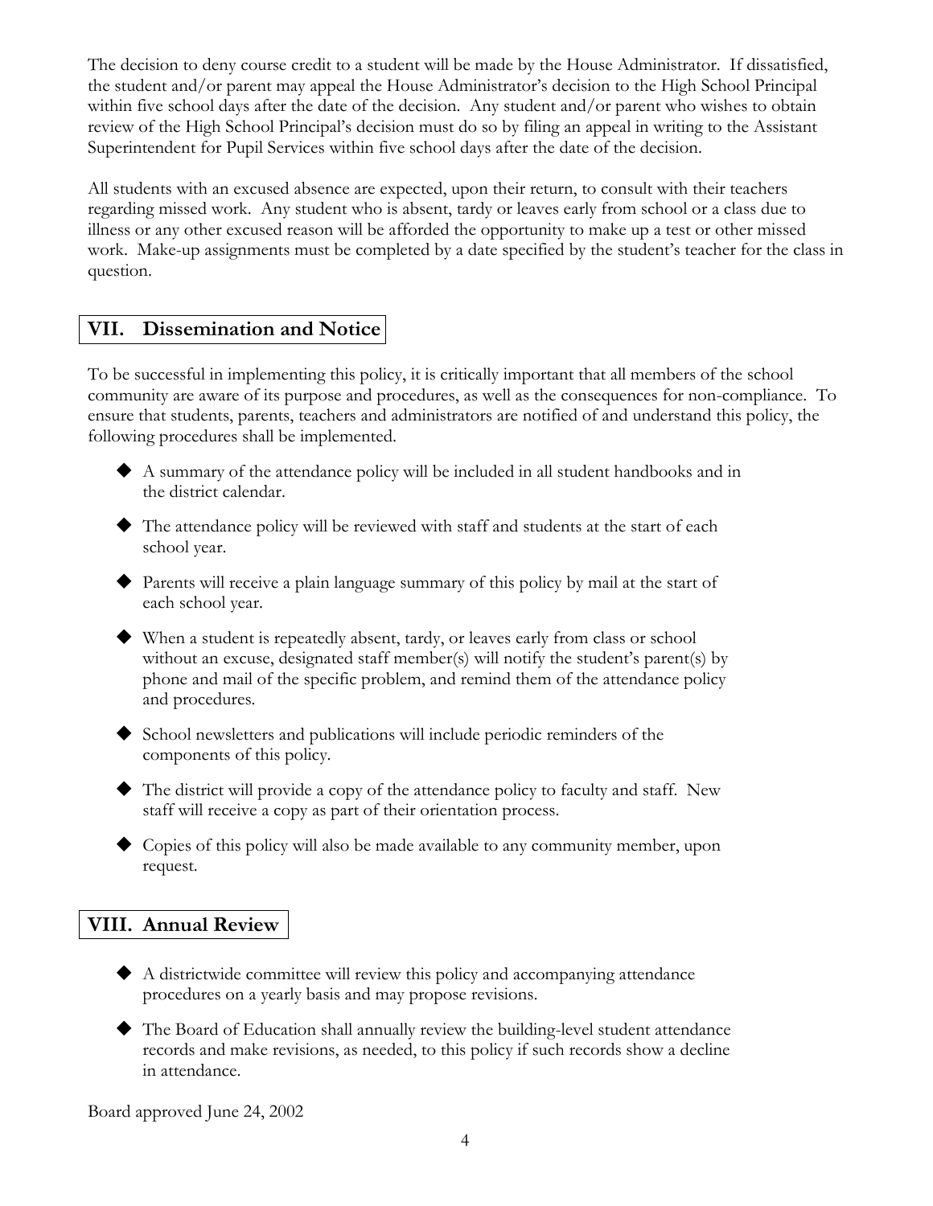The decision to deny course credit to a student will be made by the House Administrator. If dissatisfied, the student and/or parent may appeal the House Administrator's decision to the High School Principal within five school days after the date of the decision. Any student and/or parent who wishes to obtain review of the High School Principal's decision must do so by filing an appeal in writing to the Assistant Superintendent for Pupil Services within five school days after the date of the decision.

All students with an excused absence are expected, upon their return, to consult with their teachers regarding missed work. Any student who is absent, tardy or leaves early from school or a class due to illness or any other excused reason will be afforded the opportunity to make up a test or other missed work. Make-up assignments must be completed by a date specified by the student's teacher for the class in question.

## VII. Dissemination and Notice

To be successful in implementing this policy, it is critically important that all members of the school community are aware of its purpose and procedures, as well as the consequences for non-compliance. To ensure that students, parents, teachers and administrators are notified of and understand this policy, the following procedures shall be implemented.

- A summary of the attendance policy will be included in all student handbooks and in the district calendar.
- The attendance policy will be reviewed with staff and students at the start of each school year.
- Parents will receive a plain language summary of this policy by mail at the start of each school year.
- When a student is repeatedly absent, tardy, or leaves early from class or school without an excuse, designated staff member(s) will notify the student's parent(s) by phone and mail of the specific problem, and remind them of the attendance policy and procedures.
- School newsletters and publications will include periodic reminders of the components of this policy.
- The district will provide a copy of the attendance policy to faculty and staff. New staff will receive a copy as part of their orientation process.
- Copies of this policy will also be made available to any community member, upon request.

## VIII. Annual Review

- A districtwide committee will review this policy and accompanying attendance procedures on a yearly basis and may propose revisions.
- The Board of Education shall annually review the building-level student attendance records and make revisions, as needed, to this policy if such records show a decline in attendance.

Board approved June 24, 2002